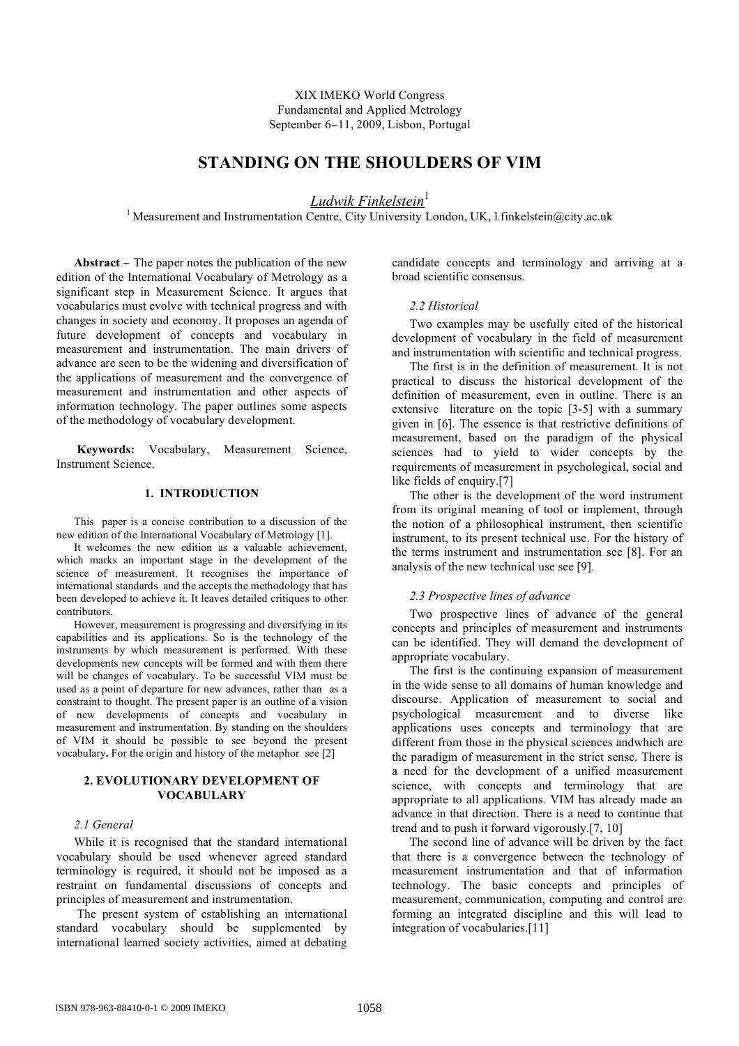XIX IMEKO World Congress
Fundamental and Applied Metrology
September 6−11, 2009, Lisbon, Portugal

# STANDING ON THE SHOULDERS OF VIM

*Ludwik Finkelstein*[1]

[1] Measurement and Instrumentation Centre, City University London, UK, l.finkelstein@city.ac.uk

**Abstract** − The paper notes the publication of the new edition of the International Vocabulary of Metrology as a significant step in Measurement Science. It argues that vocabularies must evolve with technical progress and with changes in society and economy. It proposes an agenda of future development of concepts and vocabulary in measurement and instrumentation. The main drivers of advance are seen to be the widening and diversification of the applications of measurement and the convergence of measurement and instrumentation and other aspects of information technology. The paper outlines some aspects of the methodology of vocabulary development.

**Keywords:** Vocabulary, Measurement Science, Instrument Science.

## 1. INTRODUCTION

This paper is a concise contribution to a discussion of the new edition of the International Vocabulary of Metrology [1].

It welcomes the new edition as a valuable achievement, which marks an important stage in the development of the science of measurement. It recognises the importance of international standards and the accepts the methodology that has been developed to achieve it. It leaves detailed critiques to other contributors.

However, measurement is progressing and diversifying in its capabilities and its applications. So is the technology of the instruments by which measurement is performed. With these developments new concepts will be formed and with them there will be changes of vocabulary. To be successful VIM must be used as a point of departure for new advances, rather than as a constraint to thought. The present paper is an outline of a vision of new developments of concepts and vocabulary in measurement and instrumentation. By standing on the shoulders of VIM it should be possible to see beyond the present vocabulary**.** For the origin and history of the metaphor see [2]

## 2. EVOLUTIONARY DEVELOPMENT OF VOCABULARY

### *2.1 General*

While it is recognised that the standard international vocabulary should be used whenever agreed standard terminology is required, it should not be imposed as a restraint on fundamental discussions of concepts and principles of measurement and instrumentation.

The present system of establishing an international standard vocabulary should be supplemented by international learned society activities, aimed at debating candidate concepts and terminology and arriving at a broad scientific consensus.

### *2.2 Historical*

Two examples may be usefully cited of the historical development of vocabulary in the field of measurement and instrumentation with scientific and technical progress.

The first is in the definition of measurement. It is not practical to discuss the historical development of the definition of measurement, even in outline. There is an extensive literature on the topic [3-5] with a summary given in [6]. The essence is that restrictive definitions of measurement, based on the paradigm of the physical sciences had to yield to wider concepts by the requirements of measurement in psychological, social and like fields of enquiry.[7]

The other is the development of the word instrument from its original meaning of tool or implement, through the notion of a philosophical instrument, then scientific instrument, to its present technical use. For the history of the terms instrument and instrumentation see [8]. For an analysis of the new technical use see [9].

### *2.3 Prospective lines of advance*

Two prospective lines of advance of the general concepts and principles of measurement and instruments can be identified. They will demand the development of appropriate vocabulary.

The first is the continuing expansion of measurement in the wide sense to all domains of human knowledge and discourse. Application of measurement to social and psychological measurement and to diverse like applications uses concepts and terminology that are different from those in the physical sciences andwhich are the paradigm of measurement in the strict sense. There is a need for the development of a unified measurement science, with concepts and terminology that are appropriate to all applications. VIM has already made an advance in that direction. There is a need to continue that trend and to push it forward vigorously.[7, 10]

The second line of advance will be driven by the fact that there is a convergence between the technology of measurement instrumentation and that of information technology. The basic concepts and principles of measurement, communication, computing and control are forming an integrated discipline and this will lead to integration of vocabularies.[11]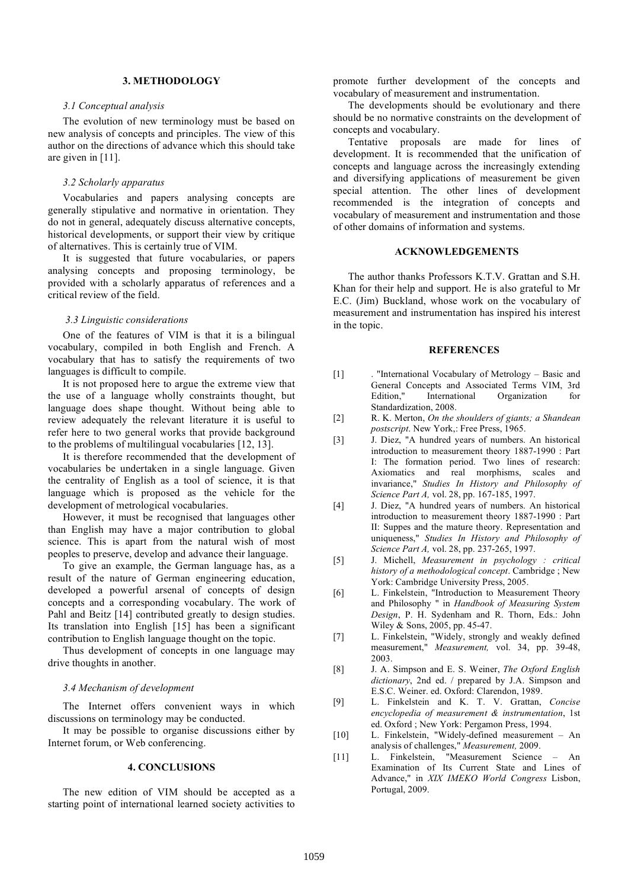## 3. METHODOLOGY

### 3.1 Conceptual analysis

The evolution of new terminology must be based on new analysis of concepts and principles. The view of this author on the directions of advance which this should take are given in [11].

### 3.2 Scholarly apparatus

Vocabularies and papers analysing concepts are generally stipulative and normative in orientation. They do not in general, adequately discuss alternative concepts, historical developments, or support their view by critique of alternatives. This is certainly true of VIM.

It is suggested that future vocabularies, or papers analysing concepts and proposing terminology, be provided with a scholarly apparatus of references and a critical review of the field.

### 3.3 Linguistic considerations

One of the features of VIM is that it is a bilingual vocabulary, compiled in both English and French. A vocabulary that has to satisfy the requirements of two languages is difficult to compile.

It is not proposed here to argue the extreme view that the use of a language wholly constraints thought, but language does shape thought. Without being able to review adequately the relevant literature it is useful to refer here to two general works that provide background to the problems of multilingual vocabularies [12, 13].

It is therefore recommended that the development of vocabularies be undertaken in a single language. Given the centrality of English as a tool of science, it is that language which is proposed as the vehicle for the development of metrological vocabularies.

However, it must be recognised that languages other than English may have a major contribution to global science. This is apart from the natural wish of most peoples to preserve, develop and advance their language.

To give an example, the German language has, as a result of the nature of German engineering education, developed a powerful arsenal of concepts of design concepts and a corresponding vocabulary. The work of Pahl and Beitz [14] contributed greatly to design studies. Its translation into English [15] has been a significant contribution to English language thought on the topic.

Thus development of concepts in one language may drive thoughts in another.

### 3.4 Mechanism of development

The Internet offers convenient ways in which discussions on terminology may be conducted.

It may be possible to organise discussions either by Internet forum, or Web conferencing.

## 4. CONCLUSIONS

The new edition of VIM should be accepted as a starting point of international learned society activities to promote further development of the concepts and vocabulary of measurement and instrumentation.

The developments should be evolutionary and there should be no normative constraints on the development of concepts and vocabulary.

Tentative proposals are made for lines of development. It is recommended that the unification of concepts and language across the increasingly extending and diversifying applications of measurement be given special attention. The other lines of development recommended is the integration of concepts and vocabulary of measurement and instrumentation and those of other domains of information and systems.

## ACKNOWLEDGEMENTS

The author thanks Professors K.T.V. Grattan and S.H. Khan for their help and support. He is also grateful to Mr E.C. (Jim) Buckland, whose work on the vocabulary of measurement and instrumentation has inspired his interest in the topic.

## REFERENCES

[1] . "International Vocabulary of Metrology – Basic and General Concepts and Associated Terms VIM, 3rd Edition," International Organization for Standardization, 2008.

[2] R. K. Merton, *On the shoulders of giants; a Shandean postscript*. New York,: Free Press, 1965.

[3] J. Diez, "A hundred years of numbers. An historical introduction to measurement theory 1887-1990 : Part I: The formation period. Two lines of research: Axiomatics and real morphisms, scales and invariance," *Studies In History and Philosophy of Science Part A,* vol. 28, pp. 167-185, 1997.

[4] J. Diez, "A hundred years of numbers. An historical introduction to measurement theory 1887-1990 : Part II: Suppes and the mature theory. Representation and uniqueness," *Studies In History and Philosophy of Science Part A,* vol. 28, pp. 237-265, 1997.

[5] J. Michell, *Measurement in psychology : critical history of a methodological concept*. Cambridge ; New York: Cambridge University Press, 2005.

[6] L. Finkelstein, "Introduction to Measurement Theory and Philosophy " in *Handbook of Measuring System Design*, P. H. Sydenham and R. Thorn, Eds.: John Wiley & Sons, 2005, pp. 45-47.

[7] L. Finkelstein, "Widely, strongly and weakly defined measurement," *Measurement,* vol. 34, pp. 39-48, 2003.

[8] J. A. Simpson and E. S. Weiner, *The Oxford English dictionary*, 2nd ed. / prepared by J.A. Simpson and E.S.C. Weiner. ed. Oxford: Clarendon, 1989.

[9] L. Finkelstein and K. T. V. Grattan, *Concise encyclopedia of measurement & instrumentation*, 1st ed. Oxford ; New York: Pergamon Press, 1994.

[10] L. Finkelstein, "Widely-defined measurement – An analysis of challenges," *Measurement,* 2009.

[11] L. Finkelstein, "Measurement Science – An Examination of Its Current State and Lines of Advance," in *XIX IMEKO World Congress* Lisbon, Portugal, 2009.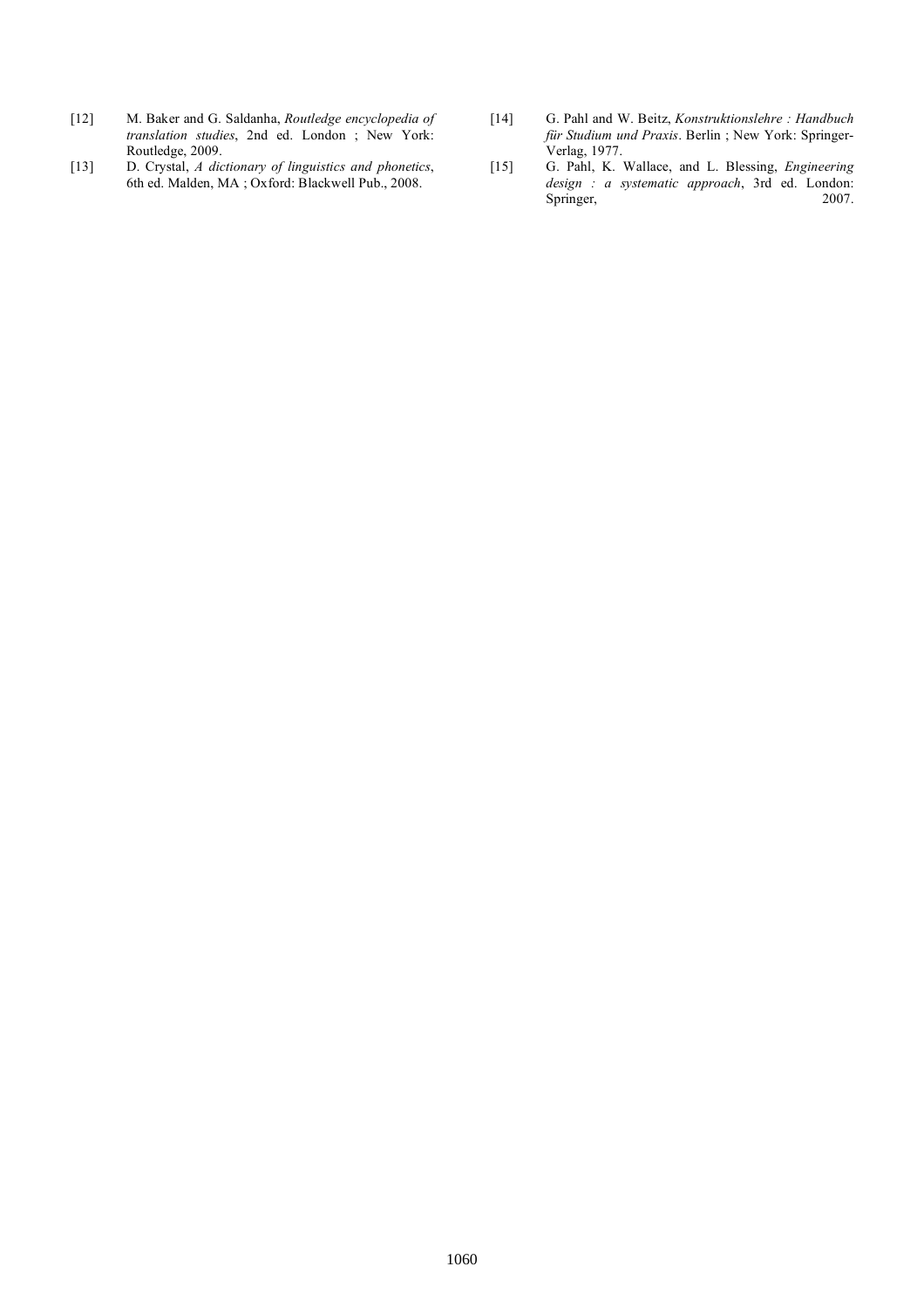[12] M. Baker and G. Saldanha, *Routledge encyclopedia of translation studies*, 2nd ed. London ; New York: Routledge, 2009.

[13] D. Crystal, *A dictionary of linguistics and phonetics*, 6th ed. Malden, MA ; Oxford: Blackwell Pub., 2008.

[14] G. Pahl and W. Beitz, *Konstruktionslehre : Handbuch für Studium und Praxis*. Berlin ; New York: Springer-Verlag, 1977.

[15] G. Pahl, K. Wallace, and L. Blessing, *Engineering design : a systematic approach*, 3rd ed. London: Springer, 2007.